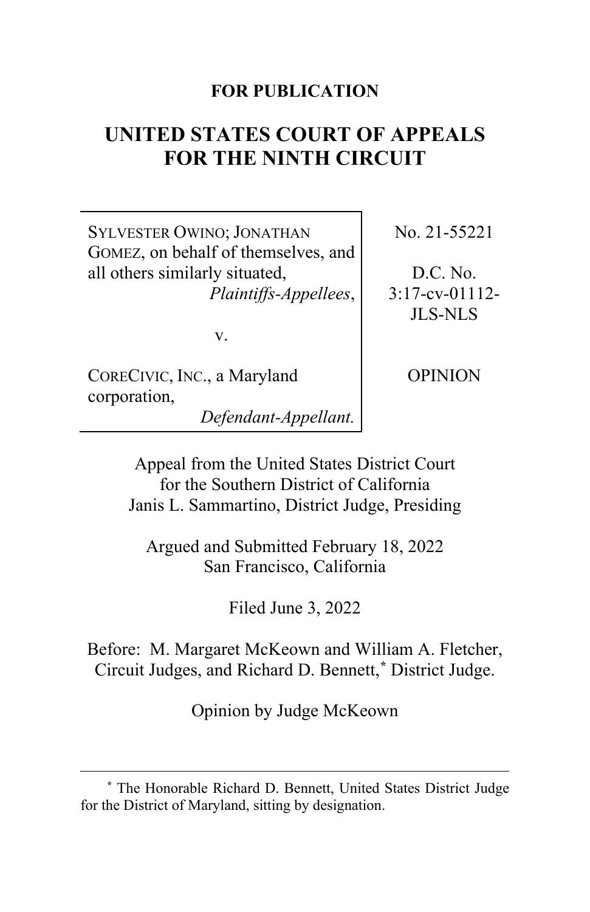**FOR PUBLICATION**

# UNITED STATES COURT OF APPEALS FOR THE NINTH CIRCUIT

| | |
|---|---|
| SYLVESTER OWINO; JONATHAN GOMEZ, on behalf of themselves, and all others similarly situated, *Plaintiffs-Appellees*, v. CORECIVIC, INC., a Maryland corporation, *Defendant-Appellant.* | No. 21-55221 D.C. No. 3:17-cv-01112-JLS-NLS OPINION |

Appeal from the United States District Court for the Southern District of California
Janis L. Sammartino, District Judge, Presiding

Argued and Submitted February 18, 2022
San Francisco, California

Filed June 3, 2022

Before: M. Margaret McKeown and William A. Fletcher, Circuit Judges, and Richard D. Bennett,* District Judge.

Opinion by Judge McKeown

---

* The Honorable Richard D. Bennett, United States District Judge for the District of Maryland, sitting by designation.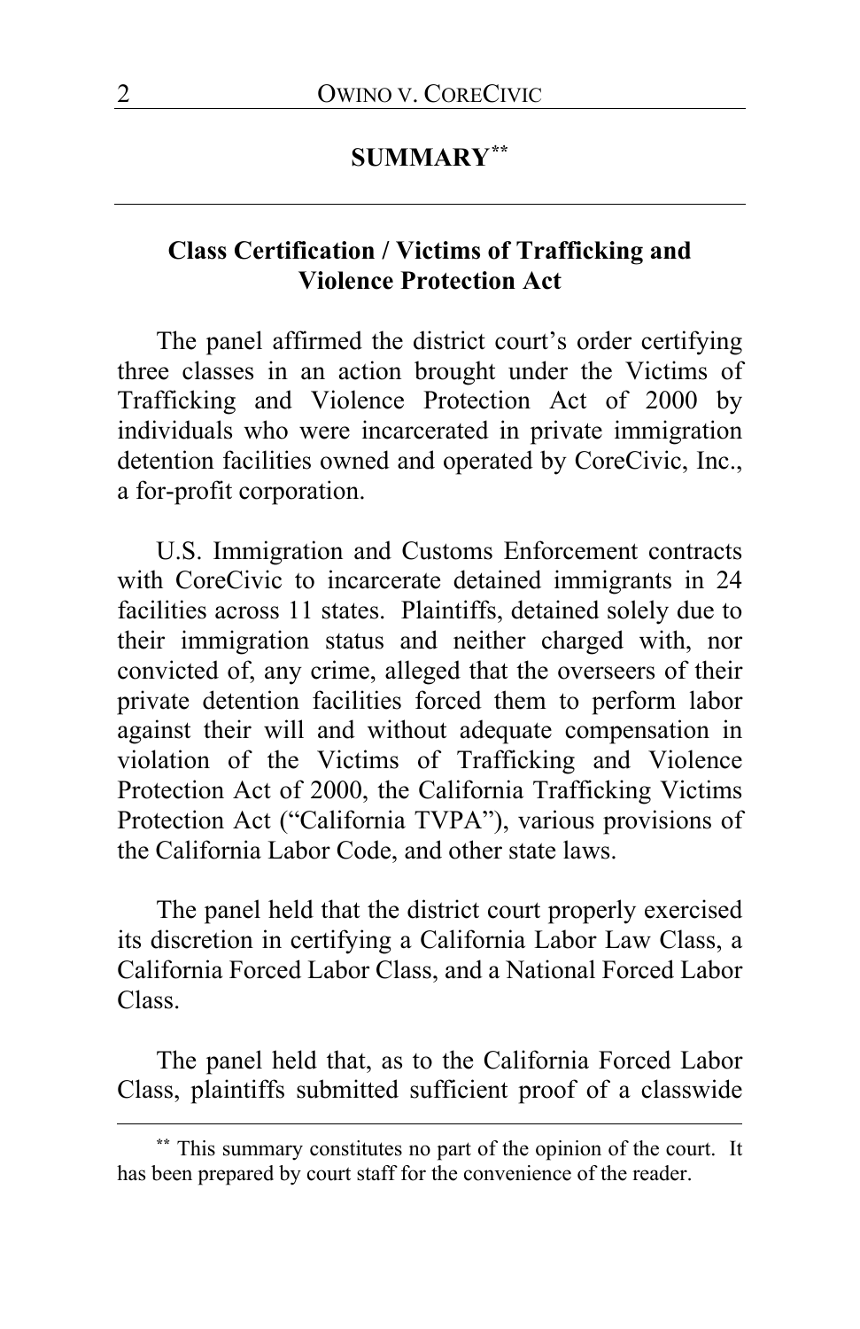## SUMMARY[**]

### Class Certification / Victims of Trafficking and Violence Protection Act

The panel affirmed the district court's order certifying three classes in an action brought under the Victims of Trafficking and Violence Protection Act of 2000 by individuals who were incarcerated in private immigration detention facilities owned and operated by CoreCivic, Inc., a for-profit corporation.

U.S. Immigration and Customs Enforcement contracts with CoreCivic to incarcerate detained immigrants in 24 facilities across 11 states. Plaintiffs, detained solely due to their immigration status and neither charged with, nor convicted of, any crime, alleged that the overseers of their private detention facilities forced them to perform labor against their will and without adequate compensation in violation of the Victims of Trafficking and Violence Protection Act of 2000, the California Trafficking Victims Protection Act ("California TVPA"), various provisions of the California Labor Code, and other state laws.

The panel held that the district court properly exercised its discretion in certifying a California Labor Law Class, a California Forced Labor Class, and a National Forced Labor Class.

The panel held that, as to the California Forced Labor Class, plaintiffs submitted sufficient proof of a classwide

[**] This summary constitutes no part of the opinion of the court. It has been prepared by court staff for the convenience of the reader.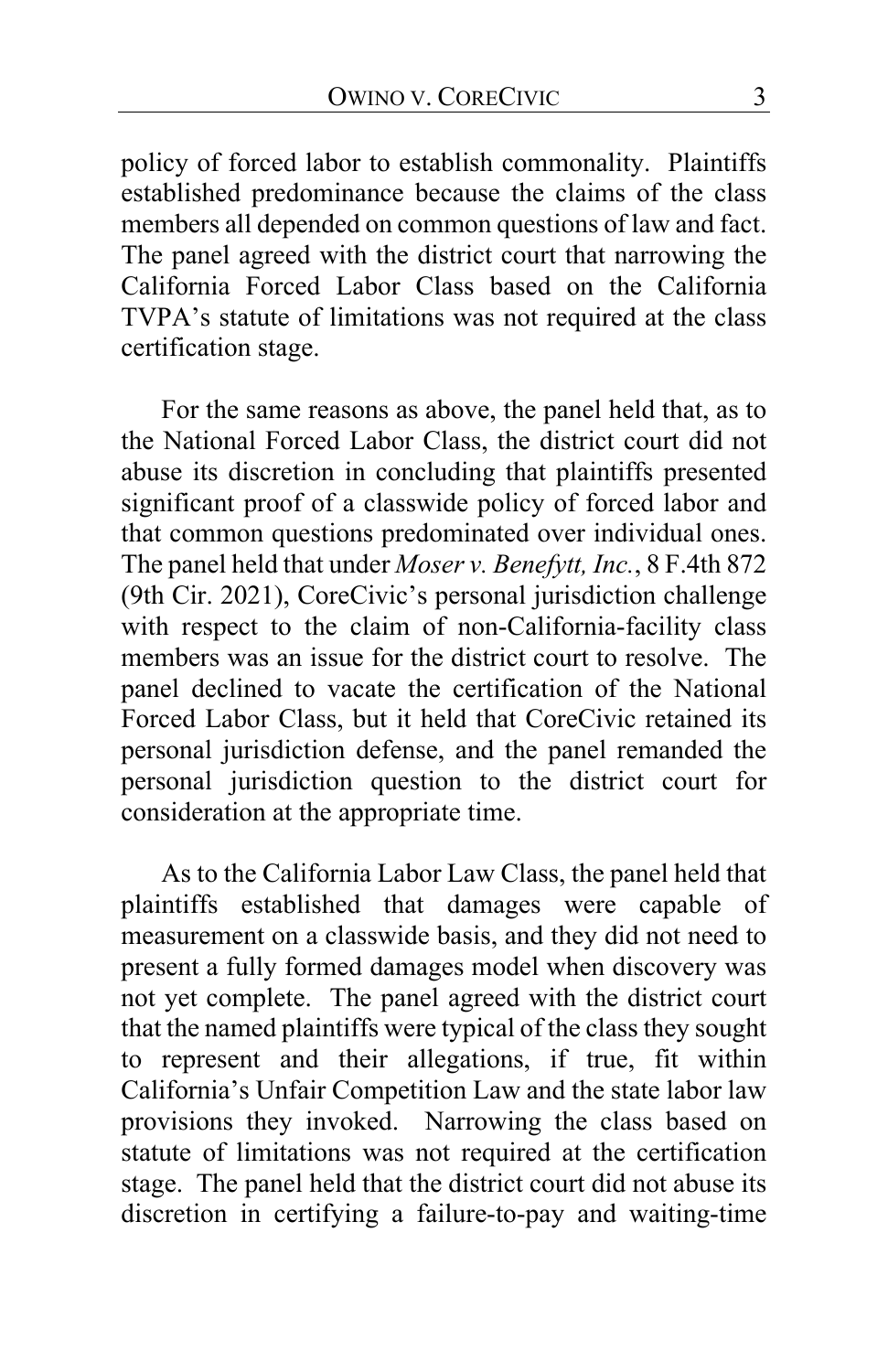policy of forced labor to establish commonality. Plaintiffs established predominance because the claims of the class members all depended on common questions of law and fact. The panel agreed with the district court that narrowing the California Forced Labor Class based on the California TVPA's statute of limitations was not required at the class certification stage.

For the same reasons as above, the panel held that, as to the National Forced Labor Class, the district court did not abuse its discretion in concluding that plaintiffs presented significant proof of a classwide policy of forced labor and that common questions predominated over individual ones. The panel held that under *Moser v. Benefytt, Inc.*, 8 F.4th 872 (9th Cir. 2021), CoreCivic's personal jurisdiction challenge with respect to the claim of non-California-facility class members was an issue for the district court to resolve. The panel declined to vacate the certification of the National Forced Labor Class, but it held that CoreCivic retained its personal jurisdiction defense, and the panel remanded the personal jurisdiction question to the district court for consideration at the appropriate time.

As to the California Labor Law Class, the panel held that plaintiffs established that damages were capable of measurement on a classwide basis, and they did not need to present a fully formed damages model when discovery was not yet complete. The panel agreed with the district court that the named plaintiffs were typical of the class they sought to represent and their allegations, if true, fit within California's Unfair Competition Law and the state labor law provisions they invoked. Narrowing the class based on statute of limitations was not required at the certification stage. The panel held that the district court did not abuse its discretion in certifying a failure-to-pay and waiting-time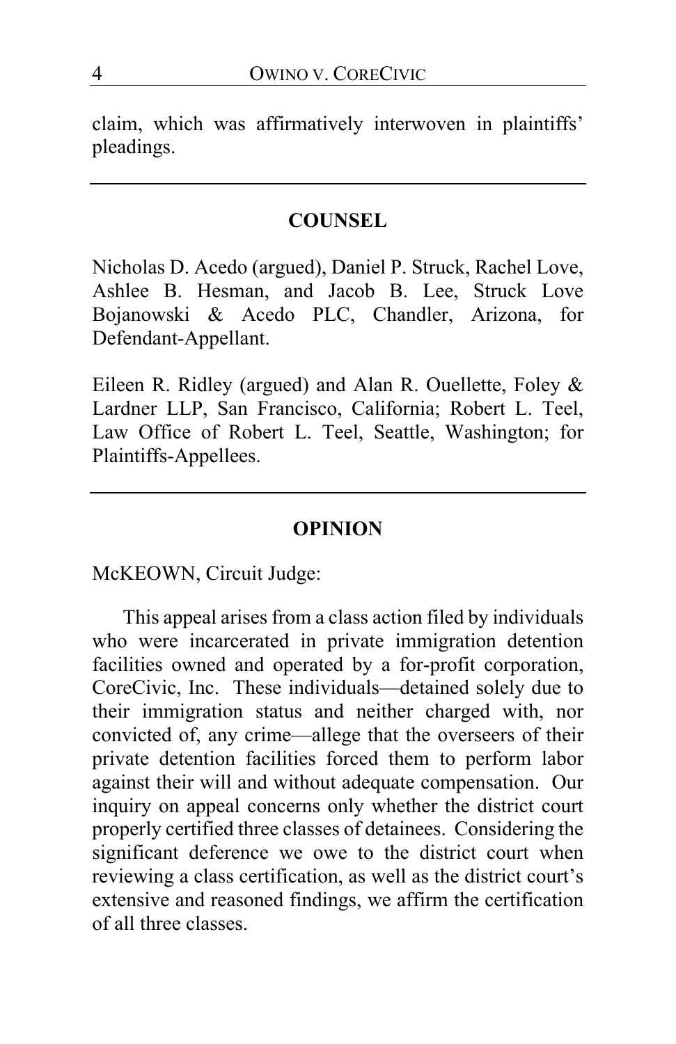claim, which was affirmatively interwoven in plaintiffs' pleadings.

---

## COUNSEL

Nicholas D. Acedo (argued), Daniel P. Struck, Rachel Love, Ashlee B. Hesman, and Jacob B. Lee, Struck Love Bojanowski & Acedo PLC, Chandler, Arizona, for Defendant-Appellant.

Eileen R. Ridley (argued) and Alan R. Ouellette, Foley & Lardner LLP, San Francisco, California; Robert L. Teel, Law Office of Robert L. Teel, Seattle, Washington; for Plaintiffs-Appellees.

---

## OPINION

McKEOWN, Circuit Judge:

This appeal arises from a class action filed by individuals who were incarcerated in private immigration detention facilities owned and operated by a for-profit corporation, CoreCivic, Inc. These individuals—detained solely due to their immigration status and neither charged with, nor convicted of, any crime—allege that the overseers of their private detention facilities forced them to perform labor against their will and without adequate compensation. Our inquiry on appeal concerns only whether the district court properly certified three classes of detainees. Considering the significant deference we owe to the district court when reviewing a class certification, as well as the district court's extensive and reasoned findings, we affirm the certification of all three classes.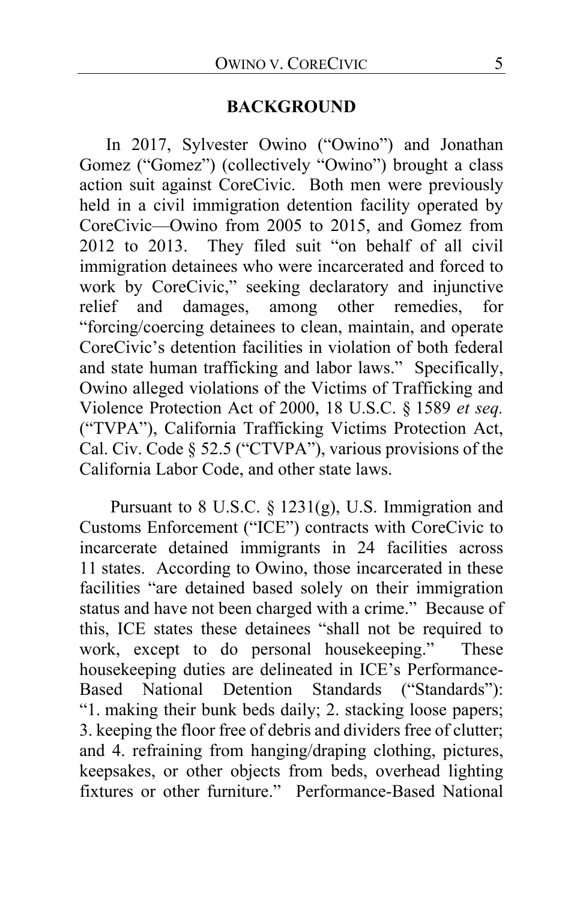## BACKGROUND

In 2017, Sylvester Owino ("Owino") and Jonathan Gomez ("Gomez") (collectively "Owino") brought a class action suit against CoreCivic. Both men were previously held in a civil immigration detention facility operated by CoreCivic—Owino from 2005 to 2015, and Gomez from 2012 to 2013. They filed suit "on behalf of all civil immigration detainees who were incarcerated and forced to work by CoreCivic," seeking declaratory and injunctive relief and damages, among other remedies, for "forcing/coercing detainees to clean, maintain, and operate CoreCivic's detention facilities in violation of both federal and state human trafficking and labor laws." Specifically, Owino alleged violations of the Victims of Trafficking and Violence Protection Act of 2000, 18 U.S.C. § 1589 *et seq.* ("TVPA"), California Trafficking Victims Protection Act, Cal. Civ. Code § 52.5 ("CTVPA"), various provisions of the California Labor Code, and other state laws.

Pursuant to 8 U.S.C. § 1231(g), U.S. Immigration and Customs Enforcement ("ICE") contracts with CoreCivic to incarcerate detained immigrants in 24 facilities across 11 states. According to Owino, those incarcerated in these facilities "are detained based solely on their immigration status and have not been charged with a crime." Because of this, ICE states these detainees "shall not be required to work, except to do personal housekeeping." These housekeeping duties are delineated in ICE's Performance-Based National Detention Standards ("Standards"): "1. making their bunk beds daily; 2. stacking loose papers; 3. keeping the floor free of debris and dividers free of clutter; and 4. refraining from hanging/draping clothing, pictures, keepsakes, or other objects from beds, overhead lighting fixtures or other furniture." Performance-Based National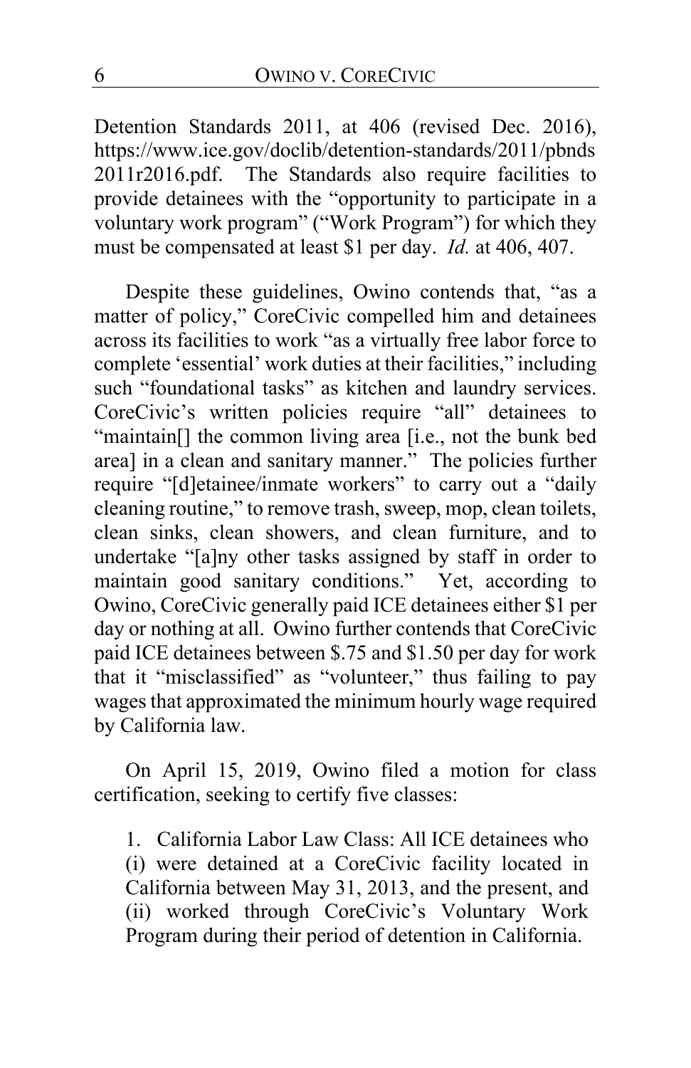Detention Standards 2011, at 406 (revised Dec. 2016), https://www.ice.gov/doclib/detention-standards/2011/pbnds2011r2016.pdf. The Standards also require facilities to provide detainees with the "opportunity to participate in a voluntary work program" ("Work Program") for which they must be compensated at least $1 per day. *Id.* at 406, 407.

Despite these guidelines, Owino contends that, "as a matter of policy," CoreCivic compelled him and detainees across its facilities to work "as a virtually free labor force to complete 'essential' work duties at their facilities," including such "foundational tasks" as kitchen and laundry services. CoreCivic's written policies require "all" detainees to "maintain[] the common living area [i.e., not the bunk bed area] in a clean and sanitary manner." The policies further require "[d]etainee/inmate workers" to carry out a "daily cleaning routine," to remove trash, sweep, mop, clean toilets, clean sinks, clean showers, and clean furniture, and to undertake "[a]ny other tasks assigned by staff in order to maintain good sanitary conditions." Yet, according to Owino, CoreCivic generally paid ICE detainees either $1 per day or nothing at all. Owino further contends that CoreCivic paid ICE detainees between $.75 and $1.50 per day for work that it "misclassified" as "volunteer," thus failing to pay wages that approximated the minimum hourly wage required by California law.

On April 15, 2019, Owino filed a motion for class certification, seeking to certify five classes:

> 1. California Labor Law Class: All ICE detainees who (i) were detained at a CoreCivic facility located in California between May 31, 2013, and the present, and (ii) worked through CoreCivic's Voluntary Work Program during their period of detention in California.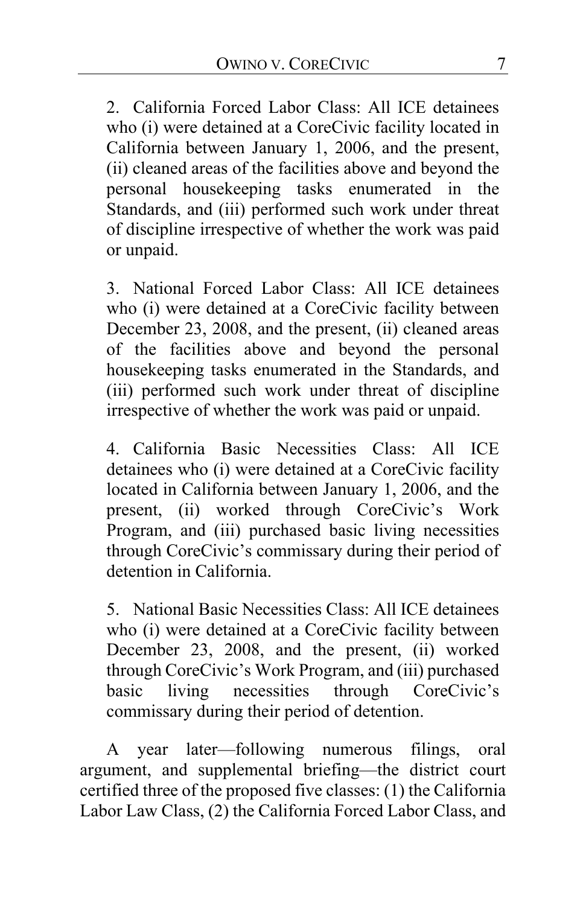2. California Forced Labor Class: All ICE detainees who (i) were detained at a CoreCivic facility located in California between January 1, 2006, and the present, (ii) cleaned areas of the facilities above and beyond the personal housekeeping tasks enumerated in the Standards, and (iii) performed such work under threat of discipline irrespective of whether the work was paid or unpaid.

3. National Forced Labor Class: All ICE detainees who (i) were detained at a CoreCivic facility between December 23, 2008, and the present, (ii) cleaned areas of the facilities above and beyond the personal housekeeping tasks enumerated in the Standards, and (iii) performed such work under threat of discipline irrespective of whether the work was paid or unpaid.

4. California Basic Necessities Class: All ICE detainees who (i) were detained at a CoreCivic facility located in California between January 1, 2006, and the present, (ii) worked through CoreCivic's Work Program, and (iii) purchased basic living necessities through CoreCivic's commissary during their period of detention in California.

5. National Basic Necessities Class: All ICE detainees who (i) were detained at a CoreCivic facility between December 23, 2008, and the present, (ii) worked through CoreCivic's Work Program, and (iii) purchased basic living necessities through CoreCivic's commissary during their period of detention.

A year later—following numerous filings, oral argument, and supplemental briefing—the district court certified three of the proposed five classes: (1) the California Labor Law Class, (2) the California Forced Labor Class, and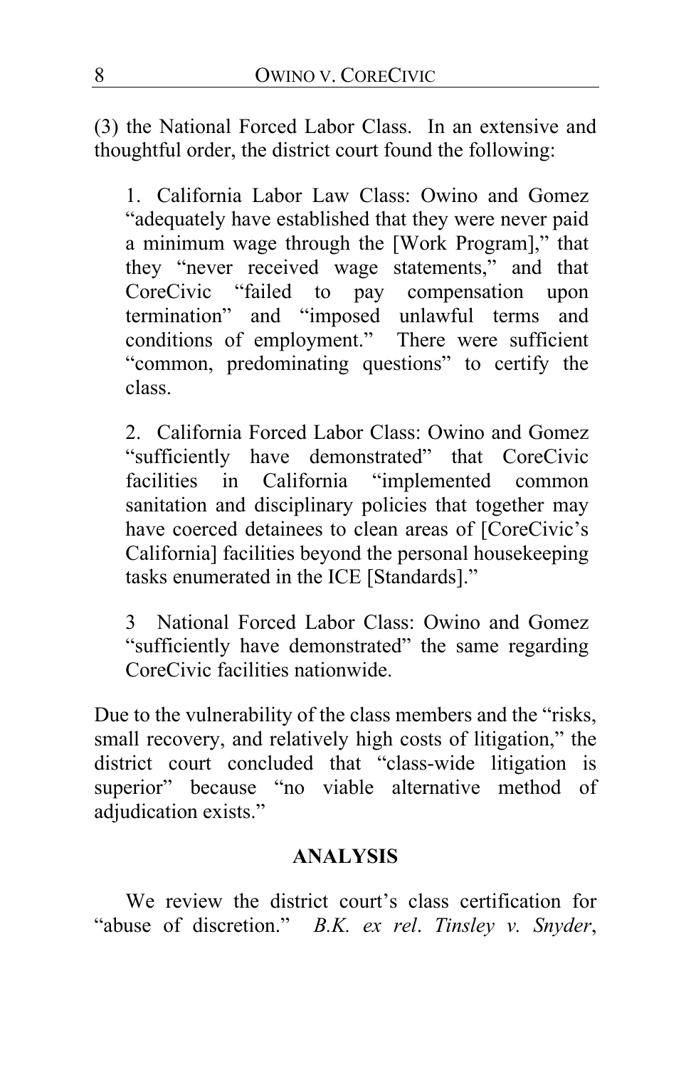(3) the National Forced Labor Class. In an extensive and thoughtful order, the district court found the following:

1. California Labor Law Class: Owino and Gomez "adequately have established that they were never paid a minimum wage through the [Work Program]," that they "never received wage statements," and that CoreCivic "failed to pay compensation upon termination" and "imposed unlawful terms and conditions of employment." There were sufficient "common, predominating questions" to certify the class.

2. California Forced Labor Class: Owino and Gomez "sufficiently have demonstrated" that CoreCivic facilities in California "implemented common sanitation and disciplinary policies that together may have coerced detainees to clean areas of [CoreCivic's California] facilities beyond the personal housekeeping tasks enumerated in the ICE [Standards]."

3 National Forced Labor Class: Owino and Gomez "sufficiently have demonstrated" the same regarding CoreCivic facilities nationwide.

Due to the vulnerability of the class members and the "risks, small recovery, and relatively high costs of litigation," the district court concluded that "class-wide litigation is superior" because "no viable alternative method of adjudication exists."

## ANALYSIS

We review the district court's class certification for "abuse of discretion." *B.K. ex rel. Tinsley v. Snyder*,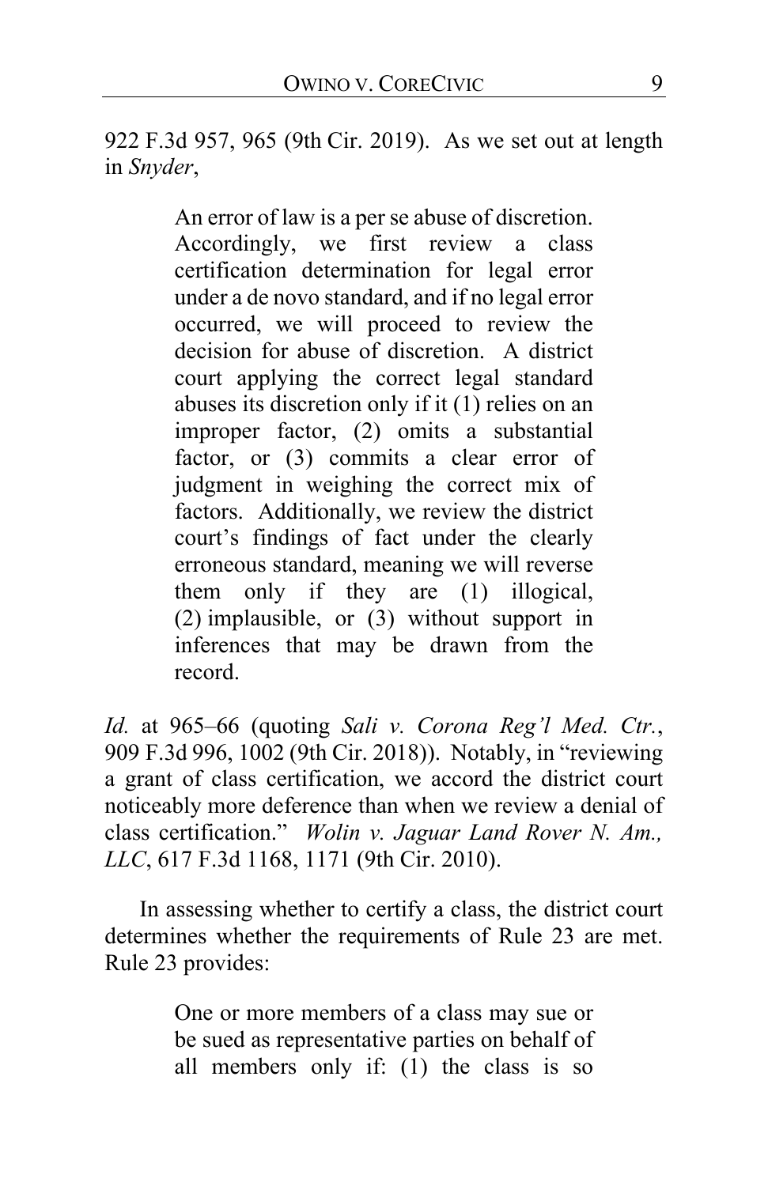922 F.3d 957, 965 (9th Cir. 2019). As we set out at length in *Snyder*,

> An error of law is a per se abuse of discretion. Accordingly, we first review a class certification determination for legal error under a de novo standard, and if no legal error occurred, we will proceed to review the decision for abuse of discretion. A district court applying the correct legal standard abuses its discretion only if it (1) relies on an improper factor, (2) omits a substantial factor, or (3) commits a clear error of judgment in weighing the correct mix of factors. Additionally, we review the district court's findings of fact under the clearly erroneous standard, meaning we will reverse them only if they are (1) illogical, (2) implausible, or (3) without support in inferences that may be drawn from the record.

*Id.* at 965–66 (quoting *Sali v. Corona Reg'l Med. Ctr.*, 909 F.3d 996, 1002 (9th Cir. 2018)). Notably, in "reviewing a grant of class certification, we accord the district court noticeably more deference than when we review a denial of class certification." *Wolin v. Jaguar Land Rover N. Am., LLC*, 617 F.3d 1168, 1171 (9th Cir. 2010).

In assessing whether to certify a class, the district court determines whether the requirements of Rule 23 are met. Rule 23 provides:

> One or more members of a class may sue or be sued as representative parties on behalf of all members only if: (1) the class is so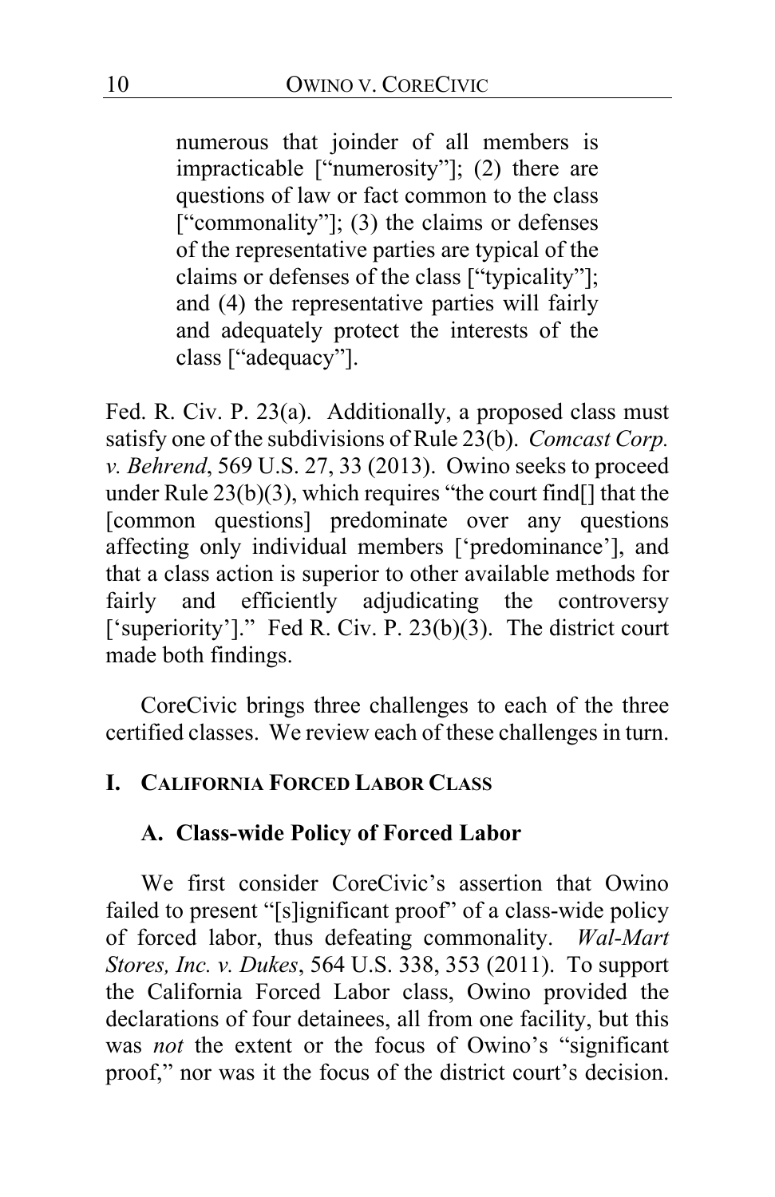> numerous that joinder of all members is impracticable ["numerosity"]; (2) there are questions of law or fact common to the class ["commonality"]; (3) the claims or defenses of the representative parties are typical of the claims or defenses of the class ["typicality"]; and (4) the representative parties will fairly and adequately protect the interests of the class ["adequacy"].

Fed. R. Civ. P. 23(a). Additionally, a proposed class must satisfy one of the subdivisions of Rule 23(b). *Comcast Corp. v. Behrend*, 569 U.S. 27, 33 (2013). Owino seeks to proceed under Rule 23(b)(3), which requires "the court find[] that the [common questions] predominate over any questions affecting only individual members ['predominance'], and that a class action is superior to other available methods for fairly and efficiently adjudicating the controversy ['superiority']." Fed R. Civ. P. 23(b)(3). The district court made both findings.

CoreCivic brings three challenges to each of the three certified classes. We review each of these challenges in turn.

## I. California Forced Labor Class

### A. Class-wide Policy of Forced Labor

We first consider CoreCivic's assertion that Owino failed to present "[s]ignificant proof" of a class-wide policy of forced labor, thus defeating commonality. *Wal-Mart Stores, Inc. v. Dukes*, 564 U.S. 338, 353 (2011). To support the California Forced Labor class, Owino provided the declarations of four detainees, all from one facility, but this was *not* the extent or the focus of Owino's "significant proof," nor was it the focus of the district court's decision.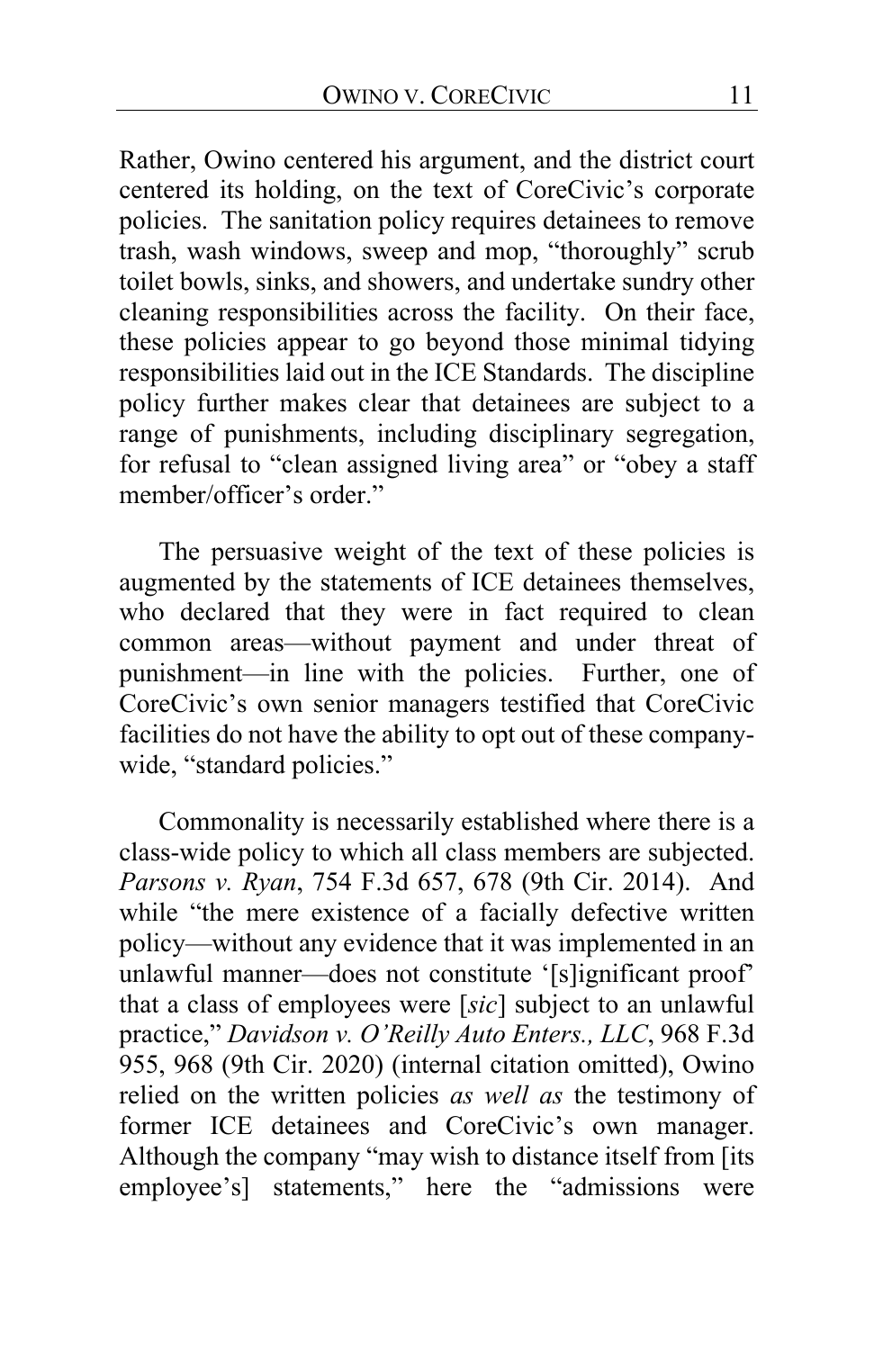Rather, Owino centered his argument, and the district court centered its holding, on the text of CoreCivic's corporate policies. The sanitation policy requires detainees to remove trash, wash windows, sweep and mop, "thoroughly" scrub toilet bowls, sinks, and showers, and undertake sundry other cleaning responsibilities across the facility. On their face, these policies appear to go beyond those minimal tidying responsibilities laid out in the ICE Standards. The discipline policy further makes clear that detainees are subject to a range of punishments, including disciplinary segregation, for refusal to "clean assigned living area" or "obey a staff member/officer's order."

The persuasive weight of the text of these policies is augmented by the statements of ICE detainees themselves, who declared that they were in fact required to clean common areas—without payment and under threat of punishment—in line with the policies. Further, one of CoreCivic's own senior managers testified that CoreCivic facilities do not have the ability to opt out of these company-wide, "standard policies."

Commonality is necessarily established where there is a class-wide policy to which all class members are subjected. *Parsons v. Ryan*, 754 F.3d 657, 678 (9th Cir. 2014). And while "the mere existence of a facially defective written policy—without any evidence that it was implemented in an unlawful manner—does not constitute '[s]ignificant proof' that a class of employees were [*sic*] subject to an unlawful practice," *Davidson v. O'Reilly Auto Enters., LLC*, 968 F.3d 955, 968 (9th Cir. 2020) (internal citation omitted), Owino relied on the written policies *as well as* the testimony of former ICE detainees and CoreCivic's own manager. Although the company "may wish to distance itself from [its employee's] statements," here the "admissions were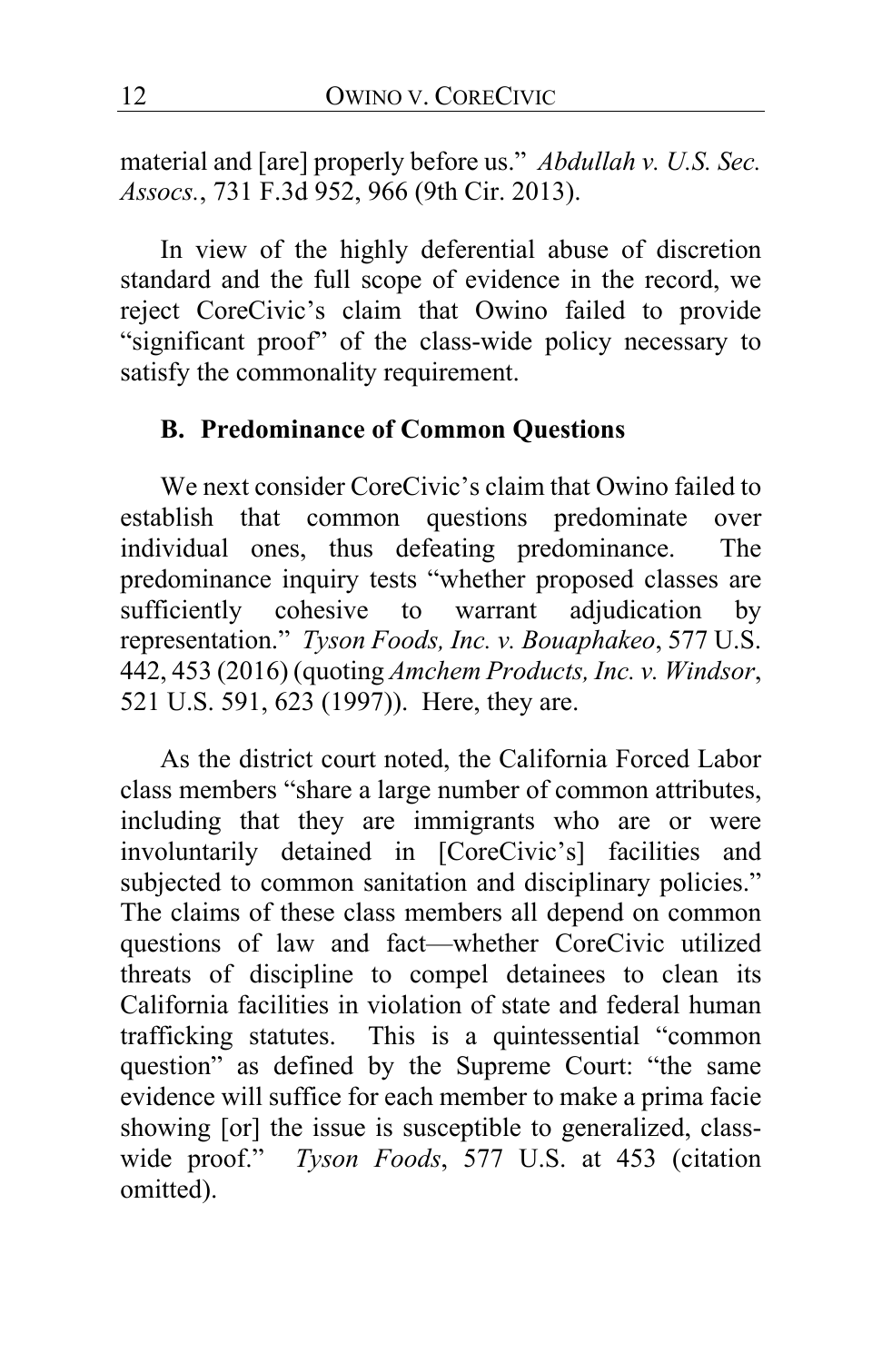material and [are] properly before us." *Abdullah v. U.S. Sec. Assocs.*, 731 F.3d 952, 966 (9th Cir. 2013).

In view of the highly deferential abuse of discretion standard and the full scope of evidence in the record, we reject CoreCivic's claim that Owino failed to provide "significant proof" of the class-wide policy necessary to satisfy the commonality requirement.

### B. Predominance of Common Questions

We next consider CoreCivic's claim that Owino failed to establish that common questions predominate over individual ones, thus defeating predominance. The predominance inquiry tests "whether proposed classes are sufficiently cohesive to warrant adjudication by representation." *Tyson Foods, Inc. v. Bouaphakeo*, 577 U.S. 442, 453 (2016) (quoting *Amchem Products, Inc. v. Windsor*, 521 U.S. 591, 623 (1997)). Here, they are.

As the district court noted, the California Forced Labor class members "share a large number of common attributes, including that they are immigrants who are or were involuntarily detained in [CoreCivic's] facilities and subjected to common sanitation and disciplinary policies." The claims of these class members all depend on common questions of law and fact—whether CoreCivic utilized threats of discipline to compel detainees to clean its California facilities in violation of state and federal human trafficking statutes. This is a quintessential "common question" as defined by the Supreme Court: "the same evidence will suffice for each member to make a prima facie showing [or] the issue is susceptible to generalized, class-wide proof." *Tyson Foods*, 577 U.S. at 453 (citation omitted).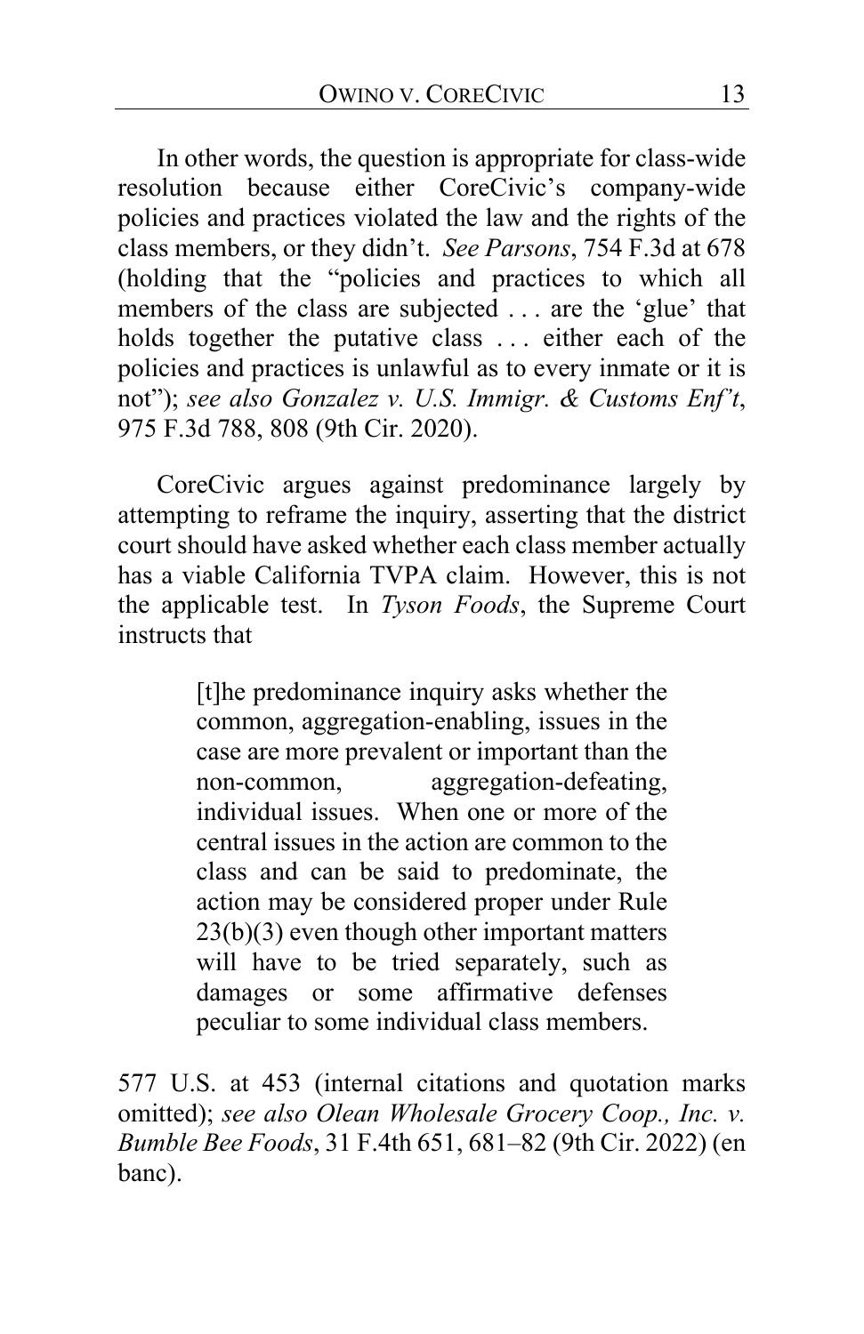In other words, the question is appropriate for class-wide resolution because either CoreCivic's company-wide policies and practices violated the law and the rights of the class members, or they didn't. *See Parsons*, 754 F.3d at 678 (holding that the "policies and practices to which all members of the class are subjected . . . are the 'glue' that holds together the putative class . . . either each of the policies and practices is unlawful as to every inmate or it is not"); *see also Gonzalez v. U.S. Immigr. & Customs Enf't*, 975 F.3d 788, 808 (9th Cir. 2020).

CoreCivic argues against predominance largely by attempting to reframe the inquiry, asserting that the district court should have asked whether each class member actually has a viable California TVPA claim. However, this is not the applicable test. In *Tyson Foods*, the Supreme Court instructs that

> [t]he predominance inquiry asks whether the common, aggregation-enabling, issues in the case are more prevalent or important than the non-common, aggregation-defeating, individual issues. When one or more of the central issues in the action are common to the class and can be said to predominate, the action may be considered proper under Rule 23(b)(3) even though other important matters will have to be tried separately, such as damages or some affirmative defenses peculiar to some individual class members.

577 U.S. at 453 (internal citations and quotation marks omitted); *see also Olean Wholesale Grocery Coop., Inc. v. Bumble Bee Foods*, 31 F.4th 651, 681–82 (9th Cir. 2022) (en banc).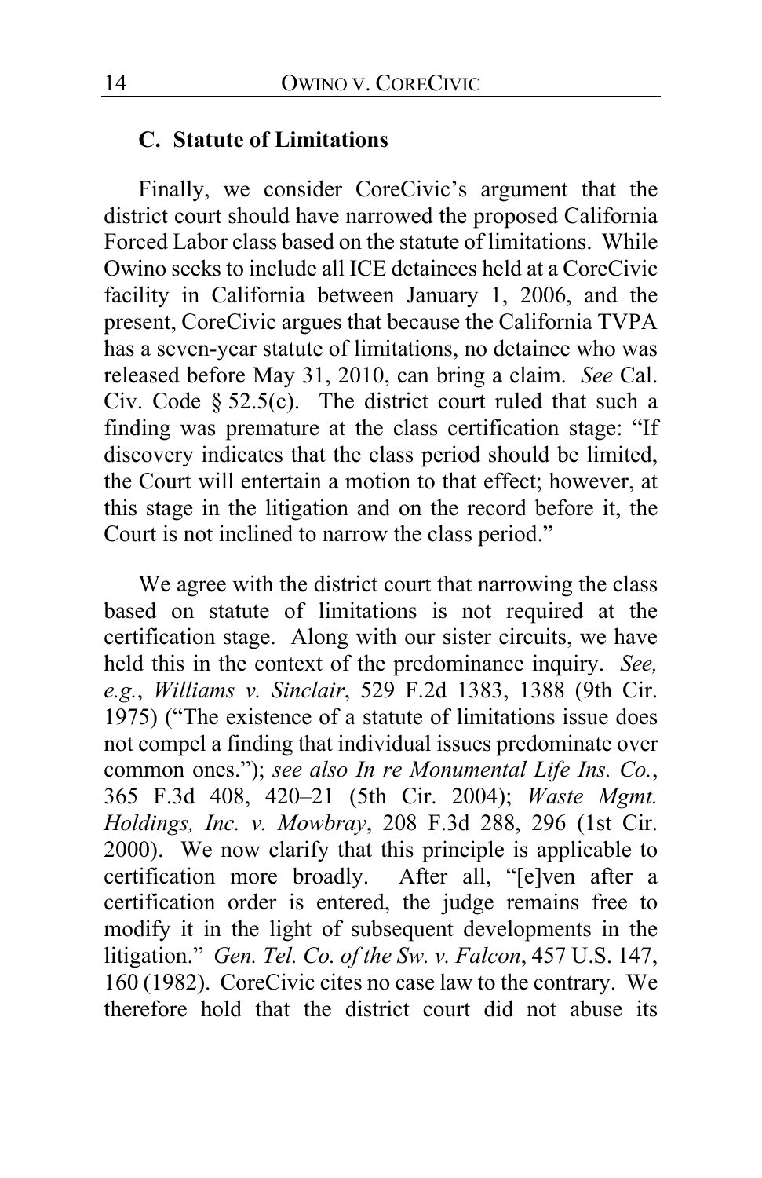### C. Statute of Limitations

Finally, we consider CoreCivic's argument that the district court should have narrowed the proposed California Forced Labor class based on the statute of limitations. While Owino seeks to include all ICE detainees held at a CoreCivic facility in California between January 1, 2006, and the present, CoreCivic argues that because the California TVPA has a seven-year statute of limitations, no detainee who was released before May 31, 2010, can bring a claim. *See* Cal. Civ. Code § 52.5(c). The district court ruled that such a finding was premature at the class certification stage: "If discovery indicates that the class period should be limited, the Court will entertain a motion to that effect; however, at this stage in the litigation and on the record before it, the Court is not inclined to narrow the class period."

We agree with the district court that narrowing the class based on statute of limitations is not required at the certification stage. Along with our sister circuits, we have held this in the context of the predominance inquiry. *See, e.g.*, *Williams v. Sinclair*, 529 F.2d 1383, 1388 (9th Cir. 1975) ("The existence of a statute of limitations issue does not compel a finding that individual issues predominate over common ones."); *see also In re Monumental Life Ins. Co.*, 365 F.3d 408, 420–21 (5th Cir. 2004); *Waste Mgmt. Holdings, Inc. v. Mowbray*, 208 F.3d 288, 296 (1st Cir. 2000). We now clarify that this principle is applicable to certification more broadly. After all, "[e]ven after a certification order is entered, the judge remains free to modify it in the light of subsequent developments in the litigation." *Gen. Tel. Co. of the Sw. v. Falcon*, 457 U.S. 147, 160 (1982). CoreCivic cites no case law to the contrary. We therefore hold that the district court did not abuse its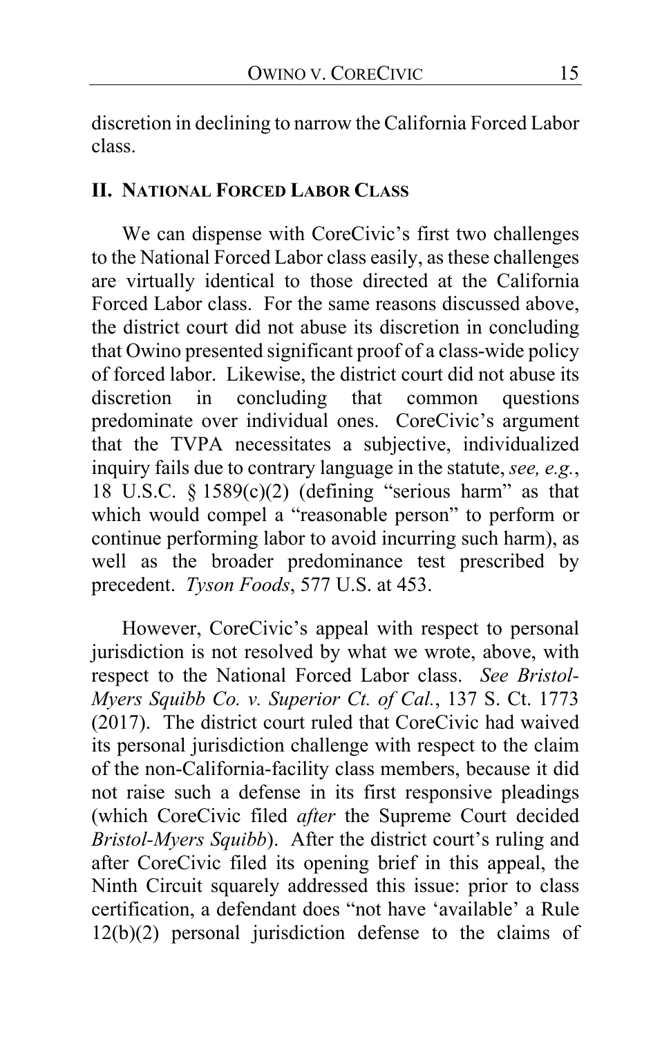discretion in declining to narrow the California Forced Labor class.

## II. National Forced Labor Class

We can dispense with CoreCivic's first two challenges to the National Forced Labor class easily, as these challenges are virtually identical to those directed at the California Forced Labor class. For the same reasons discussed above, the district court did not abuse its discretion in concluding that Owino presented significant proof of a class-wide policy of forced labor. Likewise, the district court did not abuse its discretion in concluding that common questions predominate over individual ones. CoreCivic's argument that the TVPA necessitates a subjective, individualized inquiry fails due to contrary language in the statute, *see, e.g.*, 18 U.S.C. § 1589(c)(2) (defining "serious harm" as that which would compel a "reasonable person" to perform or continue performing labor to avoid incurring such harm), as well as the broader predominance test prescribed by precedent. *Tyson Foods*, 577 U.S. at 453.

However, CoreCivic's appeal with respect to personal jurisdiction is not resolved by what we wrote, above, with respect to the National Forced Labor class. *See Bristol-Myers Squibb Co. v. Superior Ct. of Cal.*, 137 S. Ct. 1773 (2017). The district court ruled that CoreCivic had waived its personal jurisdiction challenge with respect to the claim of the non-California-facility class members, because it did not raise such a defense in its first responsive pleadings (which CoreCivic filed *after* the Supreme Court decided *Bristol-Myers Squibb*). After the district court's ruling and after CoreCivic filed its opening brief in this appeal, the Ninth Circuit squarely addressed this issue: prior to class certification, a defendant does "not have 'available' a Rule 12(b)(2) personal jurisdiction defense to the claims of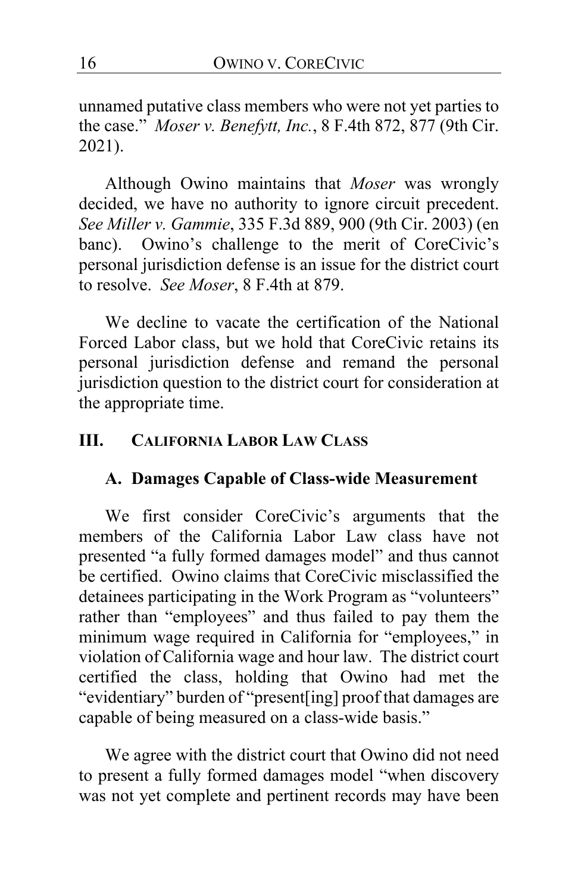unnamed putative class members who were not yet parties to the case." *Moser v. Benefytt, Inc.*, 8 F.4th 872, 877 (9th Cir. 2021).

Although Owino maintains that *Moser* was wrongly decided, we have no authority to ignore circuit precedent. *See Miller v. Gammie*, 335 F.3d 889, 900 (9th Cir. 2003) (en banc). Owino's challenge to the merit of CoreCivic's personal jurisdiction defense is an issue for the district court to resolve. *See Moser*, 8 F.4th at 879.

We decline to vacate the certification of the National Forced Labor class, but we hold that CoreCivic retains its personal jurisdiction defense and remand the personal jurisdiction question to the district court for consideration at the appropriate time.

## III. CALIFORNIA LABOR LAW CLASS

### A. Damages Capable of Class-wide Measurement

We first consider CoreCivic's arguments that the members of the California Labor Law class have not presented "a fully formed damages model" and thus cannot be certified. Owino claims that CoreCivic misclassified the detainees participating in the Work Program as "volunteers" rather than "employees" and thus failed to pay them the minimum wage required in California for "employees," in violation of California wage and hour law. The district court certified the class, holding that Owino had met the "evidentiary" burden of "present[ing] proof that damages are capable of being measured on a class-wide basis."

We agree with the district court that Owino did not need to present a fully formed damages model "when discovery was not yet complete and pertinent records may have been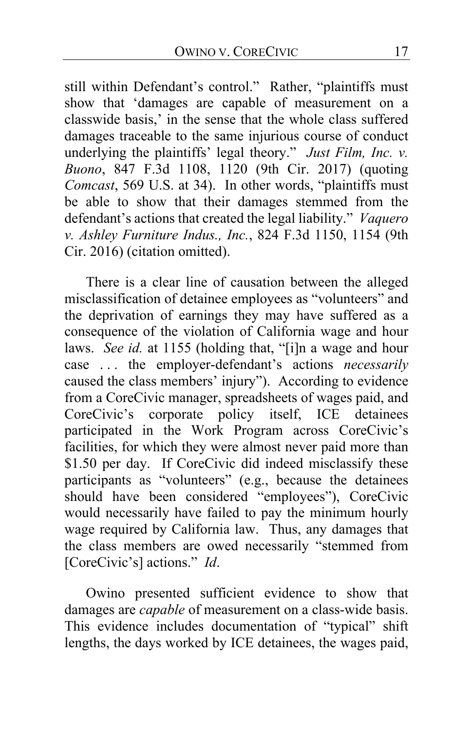still within Defendant's control." Rather, "plaintiffs must show that 'damages are capable of measurement on a classwide basis,' in the sense that the whole class suffered damages traceable to the same injurious course of conduct underlying the plaintiffs' legal theory." *Just Film, Inc. v. Buono*, 847 F.3d 1108, 1120 (9th Cir. 2017) (quoting *Comcast*, 569 U.S. at 34). In other words, "plaintiffs must be able to show that their damages stemmed from the defendant's actions that created the legal liability." *Vaquero v. Ashley Furniture Indus., Inc.*, 824 F.3d 1150, 1154 (9th Cir. 2016) (citation omitted).

There is a clear line of causation between the alleged misclassification of detainee employees as "volunteers" and the deprivation of earnings they may have suffered as a consequence of the violation of California wage and hour laws. *See id.* at 1155 (holding that, "[i]n a wage and hour case . . . the employer-defendant's actions *necessarily* caused the class members' injury"). According to evidence from a CoreCivic manager, spreadsheets of wages paid, and CoreCivic's corporate policy itself, ICE detainees participated in the Work Program across CoreCivic's facilities, for which they were almost never paid more than $1.50 per day. If CoreCivic did indeed misclassify these participants as "volunteers" (e.g., because the detainees should have been considered "employees"), CoreCivic would necessarily have failed to pay the minimum hourly wage required by California law. Thus, any damages that the class members are owed necessarily "stemmed from [CoreCivic's] actions." *Id*.

Owino presented sufficient evidence to show that damages are *capable* of measurement on a class-wide basis. This evidence includes documentation of "typical" shift lengths, the days worked by ICE detainees, the wages paid,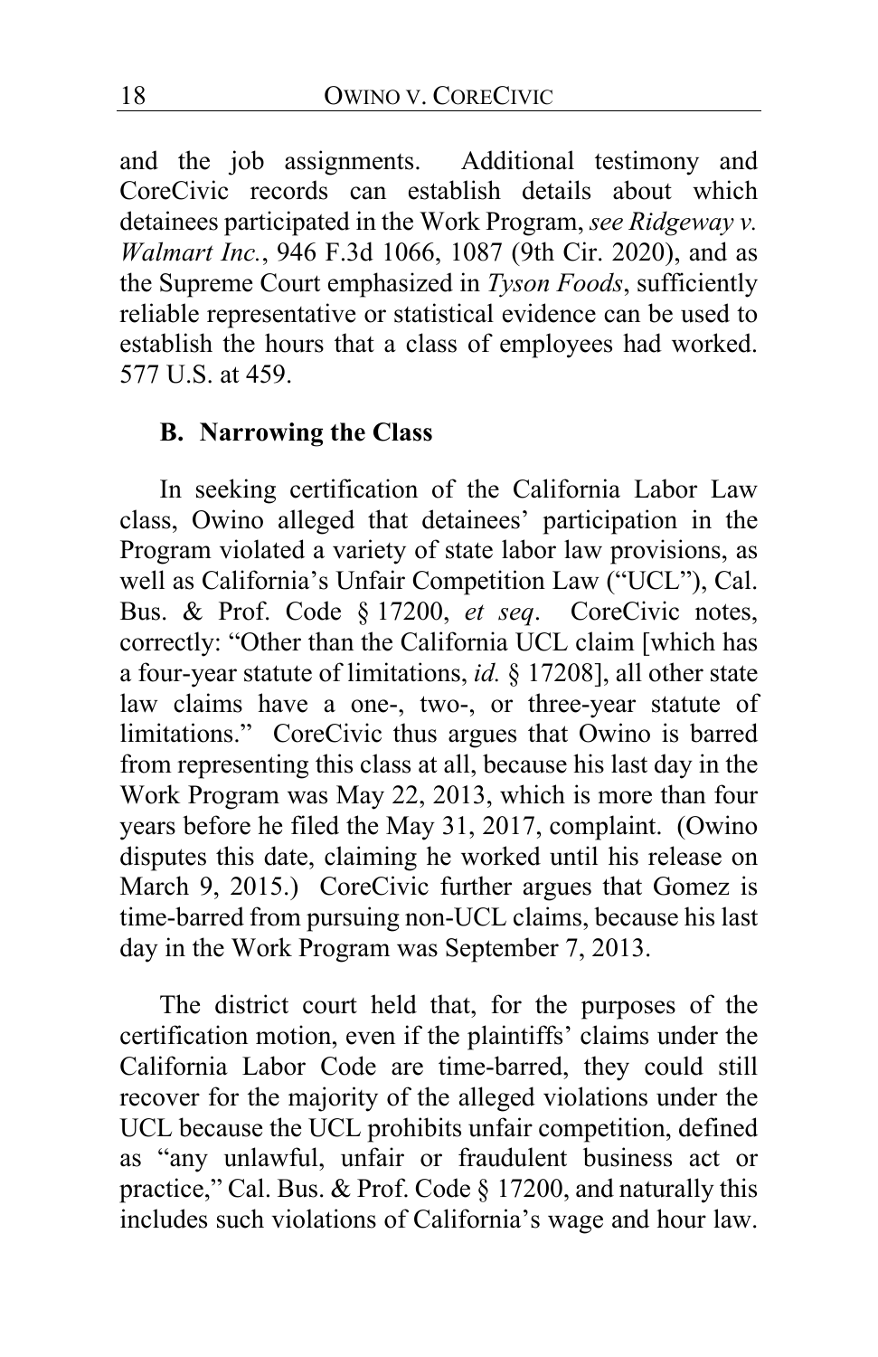and the job assignments. Additional testimony and CoreCivic records can establish details about which detainees participated in the Work Program, *see Ridgeway v. Walmart Inc.*, 946 F.3d 1066, 1087 (9th Cir. 2020), and as the Supreme Court emphasized in *Tyson Foods*, sufficiently reliable representative or statistical evidence can be used to establish the hours that a class of employees had worked. 577 U.S. at 459.

### B. Narrowing the Class

In seeking certification of the California Labor Law class, Owino alleged that detainees' participation in the Program violated a variety of state labor law provisions, as well as California's Unfair Competition Law ("UCL"), Cal. Bus. & Prof. Code § 17200, *et seq*. CoreCivic notes, correctly: "Other than the California UCL claim [which has a four-year statute of limitations, *id.* § 17208], all other state law claims have a one-, two-, or three-year statute of limitations." CoreCivic thus argues that Owino is barred from representing this class at all, because his last day in the Work Program was May 22, 2013, which is more than four years before he filed the May 31, 2017, complaint. (Owino disputes this date, claiming he worked until his release on March 9, 2015.) CoreCivic further argues that Gomez is time-barred from pursuing non-UCL claims, because his last day in the Work Program was September 7, 2013.

The district court held that, for the purposes of the certification motion, even if the plaintiffs' claims under the California Labor Code are time-barred, they could still recover for the majority of the alleged violations under the UCL because the UCL prohibits unfair competition, defined as "any unlawful, unfair or fraudulent business act or practice," Cal. Bus. & Prof. Code § 17200, and naturally this includes such violations of California's wage and hour law.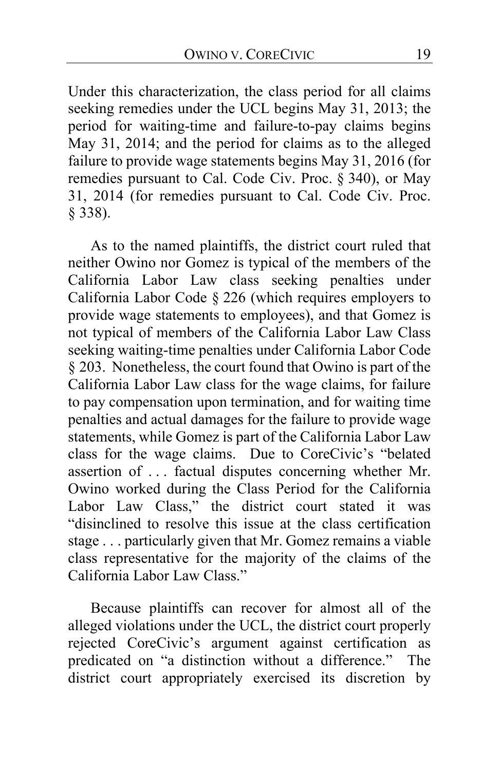Under this characterization, the class period for all claims seeking remedies under the UCL begins May 31, 2013; the period for waiting-time and failure-to-pay claims begins May 31, 2014; and the period for claims as to the alleged failure to provide wage statements begins May 31, 2016 (for remedies pursuant to Cal. Code Civ. Proc. § 340), or May 31, 2014 (for remedies pursuant to Cal. Code Civ. Proc. § 338).

As to the named plaintiffs, the district court ruled that neither Owino nor Gomez is typical of the members of the California Labor Law class seeking penalties under California Labor Code § 226 (which requires employers to provide wage statements to employees), and that Gomez is not typical of members of the California Labor Law Class seeking waiting-time penalties under California Labor Code § 203. Nonetheless, the court found that Owino is part of the California Labor Law class for the wage claims, for failure to pay compensation upon termination, and for waiting time penalties and actual damages for the failure to provide wage statements, while Gomez is part of the California Labor Law class for the wage claims. Due to CoreCivic's "belated assertion of . . . factual disputes concerning whether Mr. Owino worked during the Class Period for the California Labor Law Class," the district court stated it was "disinclined to resolve this issue at the class certification stage . . . particularly given that Mr. Gomez remains a viable class representative for the majority of the claims of the California Labor Law Class."

Because plaintiffs can recover for almost all of the alleged violations under the UCL, the district court properly rejected CoreCivic's argument against certification as predicated on "a distinction without a difference." The district court appropriately exercised its discretion by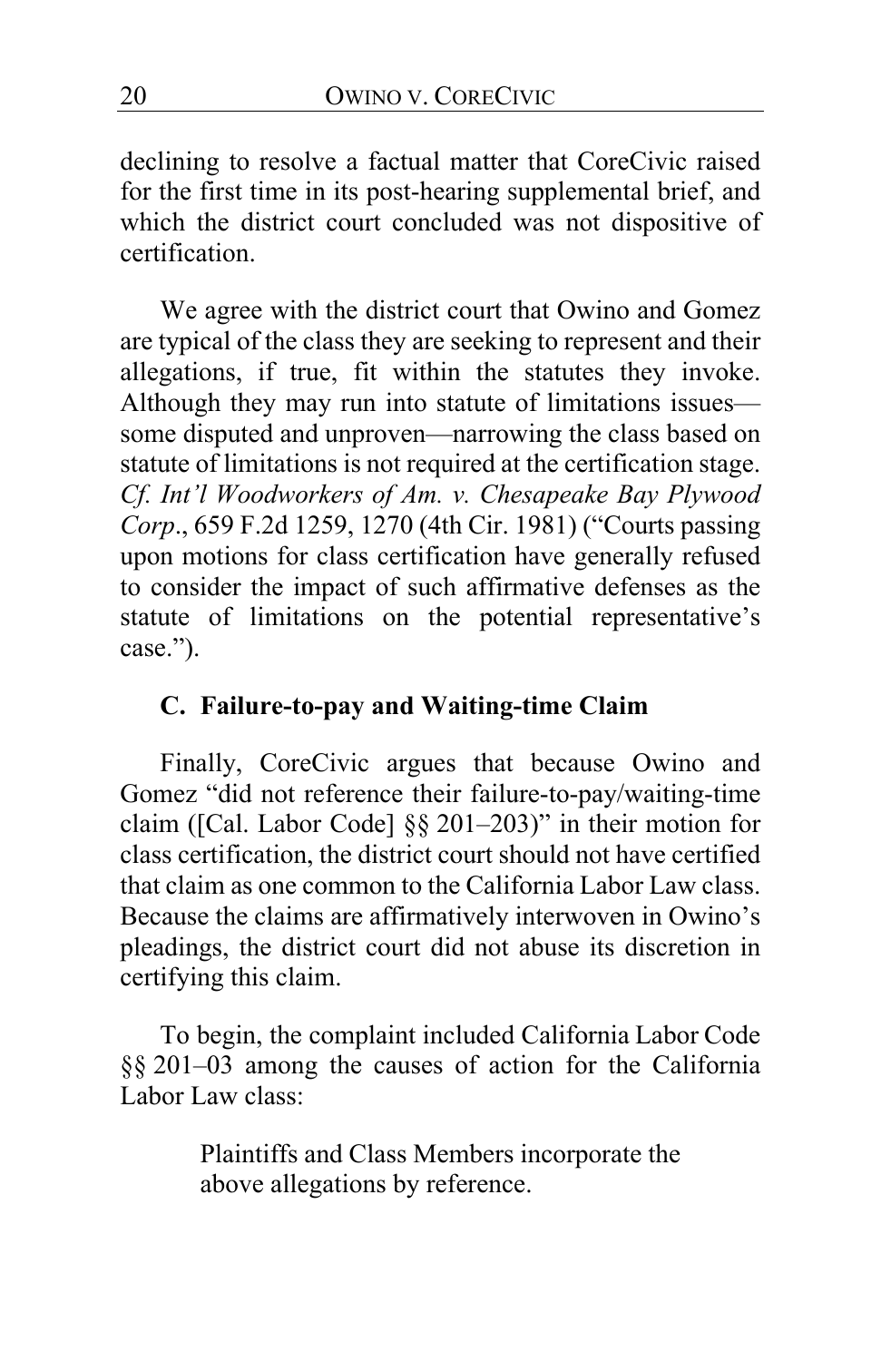declining to resolve a factual matter that CoreCivic raised for the first time in its post-hearing supplemental brief, and which the district court concluded was not dispositive of certification.

We agree with the district court that Owino and Gomez are typical of the class they are seeking to represent and their allegations, if true, fit within the statutes they invoke. Although they may run into statute of limitations issues—some disputed and unproven—narrowing the class based on statute of limitations is not required at the certification stage. *Cf. Int'l Woodworkers of Am. v. Chesapeake Bay Plywood Corp*., 659 F.2d 1259, 1270 (4th Cir. 1981) ("Courts passing upon motions for class certification have generally refused to consider the impact of such affirmative defenses as the statute of limitations on the potential representative's case.").

### C. Failure-to-pay and Waiting-time Claim

Finally, CoreCivic argues that because Owino and Gomez "did not reference their failure-to-pay/waiting-time claim ([Cal. Labor Code] §§ 201–203)" in their motion for class certification, the district court should not have certified that claim as one common to the California Labor Law class. Because the claims are affirmatively interwoven in Owino's pleadings, the district court did not abuse its discretion in certifying this claim.

To begin, the complaint included California Labor Code §§ 201–03 among the causes of action for the California Labor Law class:

> Plaintiffs and Class Members incorporate the above allegations by reference.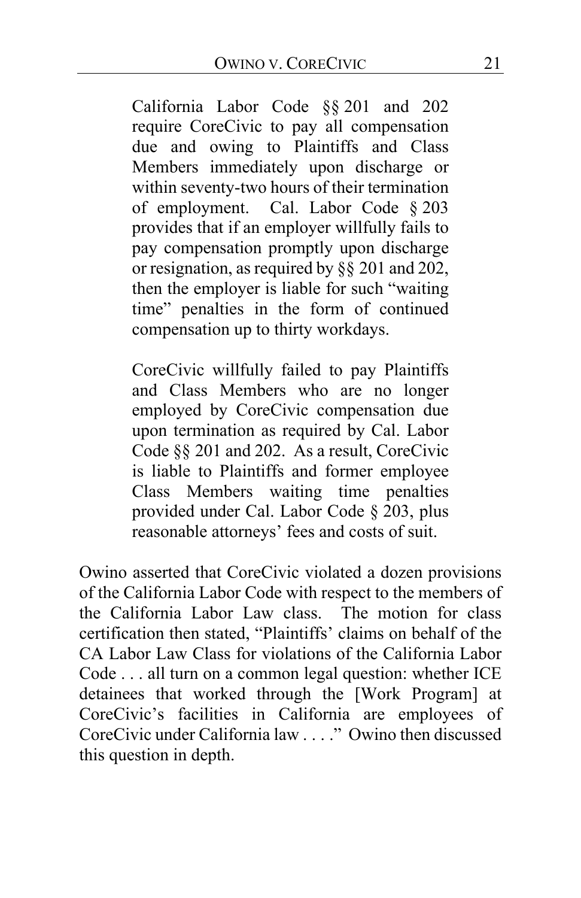> California Labor Code §§ 201 and 202 require CoreCivic to pay all compensation due and owing to Plaintiffs and Class Members immediately upon discharge or within seventy-two hours of their termination of employment. Cal. Labor Code § 203 provides that if an employer willfully fails to pay compensation promptly upon discharge or resignation, as required by §§ 201 and 202, then the employer is liable for such "waiting time" penalties in the form of continued compensation up to thirty workdays.
>
> CoreCivic willfully failed to pay Plaintiffs and Class Members who are no longer employed by CoreCivic compensation due upon termination as required by Cal. Labor Code §§ 201 and 202. As a result, CoreCivic is liable to Plaintiffs and former employee Class Members waiting time penalties provided under Cal. Labor Code § 203, plus reasonable attorneys' fees and costs of suit.

Owino asserted that CoreCivic violated a dozen provisions of the California Labor Code with respect to the members of the California Labor Law class. The motion for class certification then stated, "Plaintiffs' claims on behalf of the CA Labor Law Class for violations of the California Labor Code . . . all turn on a common legal question: whether ICE detainees that worked through the [Work Program] at CoreCivic's facilities in California are employees of CoreCivic under California law . . . ." Owino then discussed this question in depth.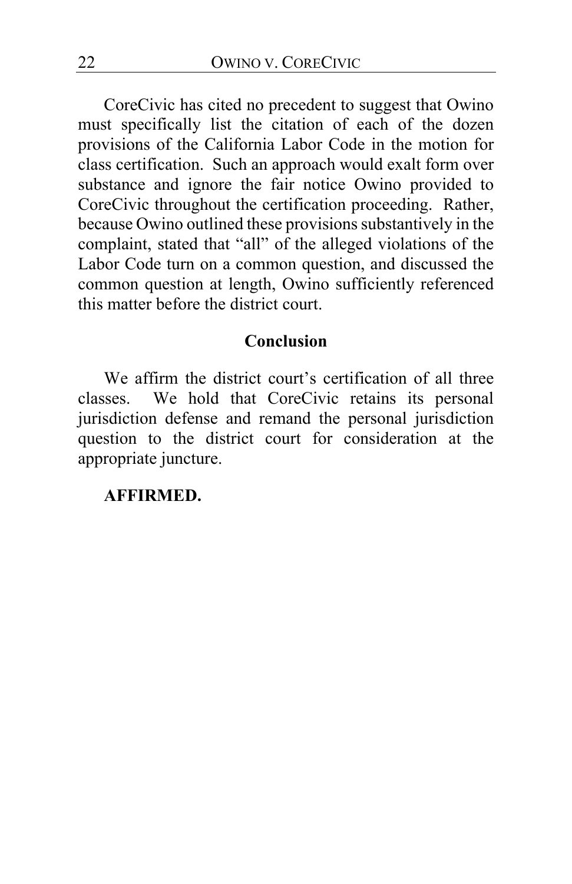CoreCivic has cited no precedent to suggest that Owino must specifically list the citation of each of the dozen provisions of the California Labor Code in the motion for class certification. Such an approach would exalt form over substance and ignore the fair notice Owino provided to CoreCivic throughout the certification proceeding. Rather, because Owino outlined these provisions substantively in the complaint, stated that "all" of the alleged violations of the Labor Code turn on a common question, and discussed the common question at length, Owino sufficiently referenced this matter before the district court.

## Conclusion

We affirm the district court's certification of all three classes. We hold that CoreCivic retains its personal jurisdiction defense and remand the personal jurisdiction question to the district court for consideration at the appropriate juncture.

**AFFIRMED.**